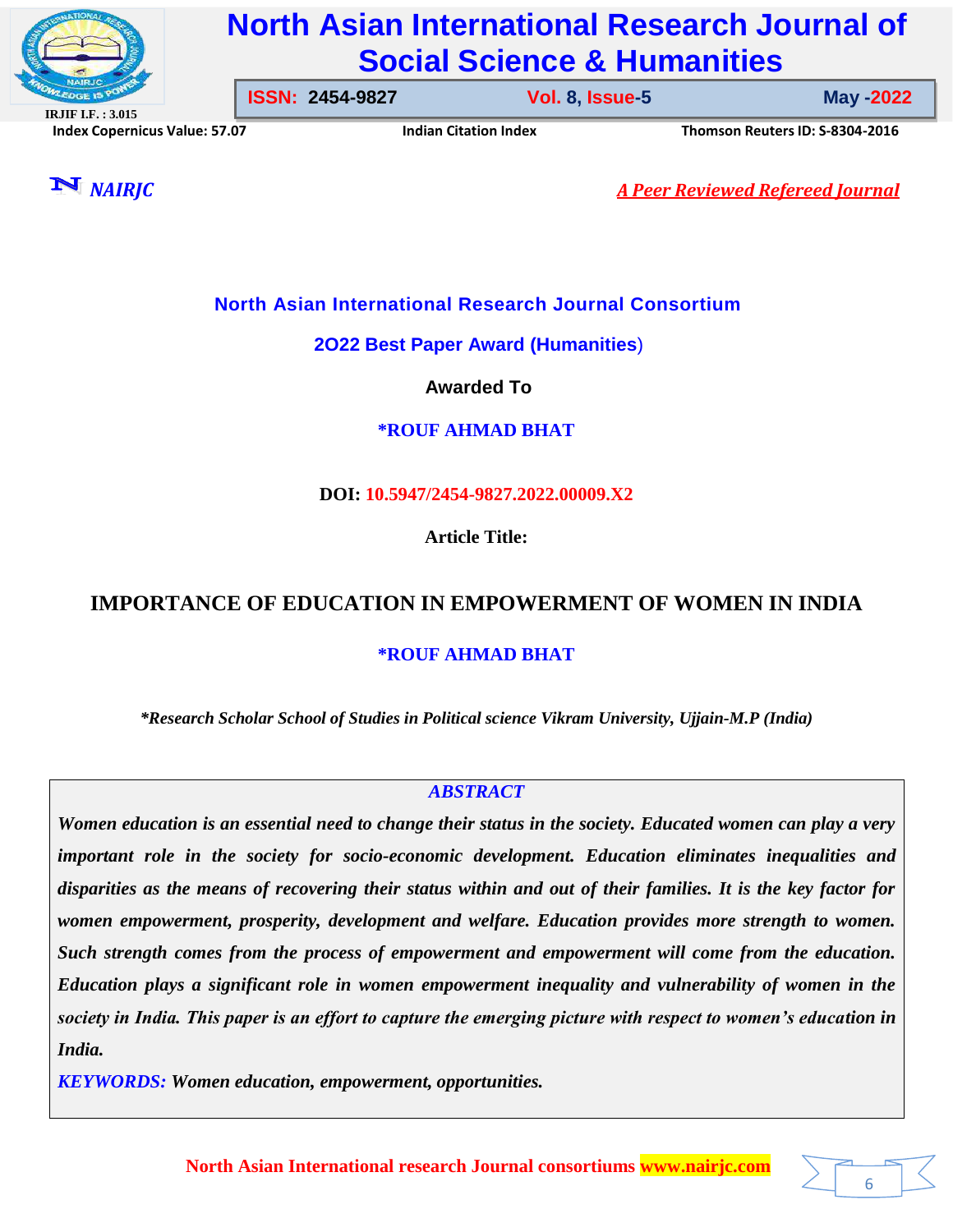North Asian International Research Journal Consortium

2O22 Best Paper Award (Humanities)

Awarded To

**\*ROUF AHMAD BHAT**

**DOI: 10.5947/2454-9827.2022.00009.X2**

**Article Title:**

# IMPORTANCE OF EDUCATION IN EMPOWERMENT OF WOMEN IN INDIA

**\*ROUF AHMAD BHAT**

*\*Research Scholar School of Studies in Political science Vikram University, Ujjain-M.P (India)*

## *ABSTRACT*

***Women education is an essential need to change their status in the society. Educated women can play a very important role in the society for socio-economic development. Education eliminates inequalities and disparities as the means of recovering their status within and out of their families. It is the key factor for women empowerment, prosperity, development and welfare. Education provides more strength to women. Such strength comes from the process of empowerment and empowerment will come from the education. Education plays a significant role in women empowerment inequality and vulnerability of women in the society in India. This paper is an effort to capture the emerging picture with respect to women's education in India.***

***KEYWORDS:** Women education, empowerment, opportunities.*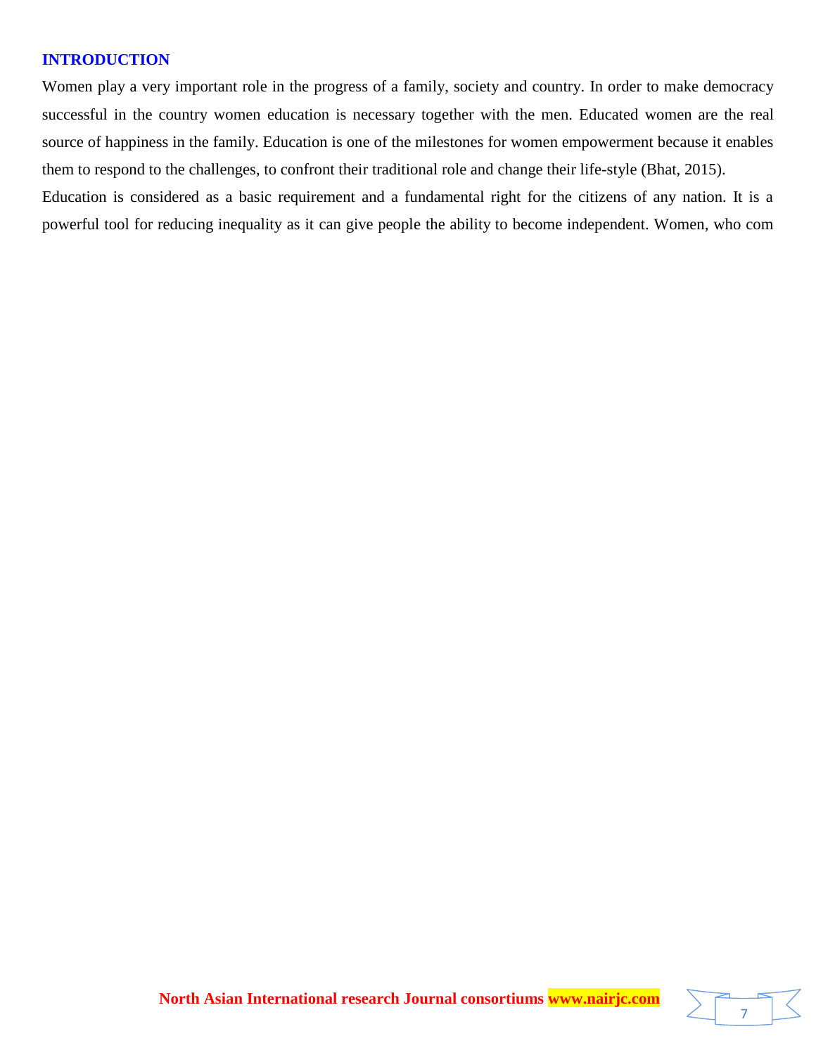## INTRODUCTION

Women play a very important role in the progress of a family, society and country. In order to make democracy successful in the country women education is necessary together with the men. Educated women are the real source of happiness in the family. Education is one of the milestones for women empowerment because it enables them to respond to the challenges, to confront their traditional role and change their life-style (Bhat, 2015).

Education is considered as a basic requirement and a fundamental right for the citizens of any nation. It is a powerful tool for reducing inequality as it can give people the ability to become independent. Women, who com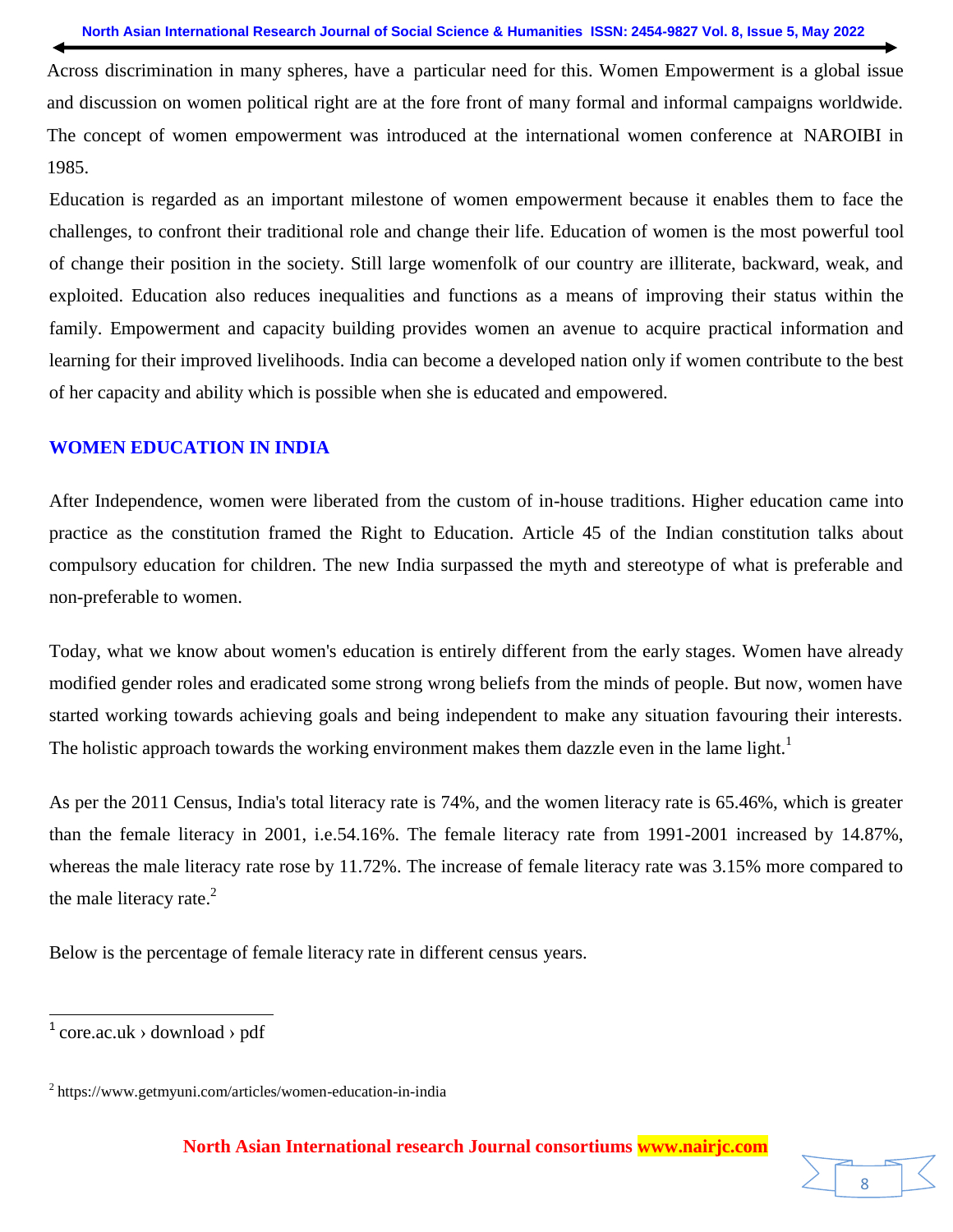Across discrimination in many spheres, have a particular need for this. Women Empowerment is a global issue and discussion on women political right are at the fore front of many formal and informal campaigns worldwide. The concept of women empowerment was introduced at the international women conference at NAROIBI in 1985.

Education is regarded as an important milestone of women empowerment because it enables them to face the challenges, to confront their traditional role and change their life. Education of women is the most powerful tool of change their position in the society. Still large womenfolk of our country are illiterate, backward, weak, and exploited. Education also reduces inequalities and functions as a means of improving their status within the family. Empowerment and capacity building provides women an avenue to acquire practical information and learning for their improved livelihoods. India can become a developed nation only if women contribute to the best of her capacity and ability which is possible when she is educated and empowered.

## WOMEN EDUCATION IN INDIA

After Independence, women were liberated from the custom of in-house traditions. Higher education came into practice as the constitution framed the Right to Education. Article 45 of the Indian constitution talks about compulsory education for children. The new India surpassed the myth and stereotype of what is preferable and non-preferable to women.

Today, what we know about women's education is entirely different from the early stages. Women have already modified gender roles and eradicated some strong wrong beliefs from the minds of people. But now, women have started working towards achieving goals and being independent to make any situation favouring their interests. The holistic approach towards the working environment makes them dazzle even in the lame light.[1]

As per the 2011 Census, India's total literacy rate is 74%, and the women literacy rate is 65.46%, which is greater than the female literacy in 2001, i.e.54.16%. The female literacy rate from 1991-2001 increased by 14.87%, whereas the male literacy rate rose by 11.72%. The increase of female literacy rate was 3.15% more compared to the male literacy rate.[2]

Below is the percentage of female literacy rate in different census years.

---

[1] core.ac.uk › download › pdf

[2] https://www.getmyuni.com/articles/women-education-in-india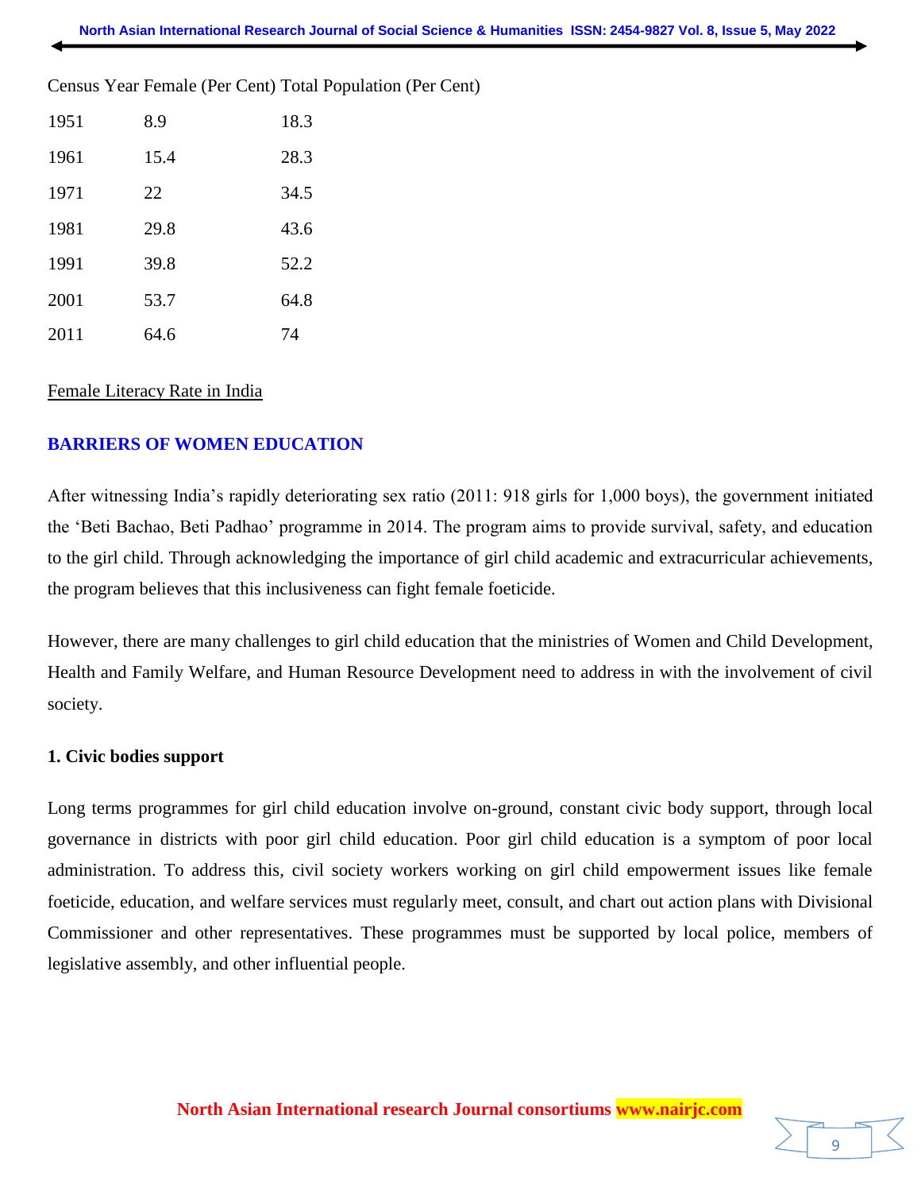| Census Year | Female (Per Cent) | Total Population (Per Cent) |
|---|---|---|
| 1951 | 8.9 | 18.3 |
| 1961 | 15.4 | 28.3 |
| 1971 | 22 | 34.5 |
| 1981 | 29.8 | 43.6 |
| 1991 | 39.8 | 52.2 |
| 2001 | 53.7 | 64.8 |
| 2011 | 64.6 | 74 |

Female Literacy Rate in India

## BARRIERS OF WOMEN EDUCATION

After witnessing India's rapidly deteriorating sex ratio (2011: 918 girls for 1,000 boys), the government initiated the 'Beti Bachao, Beti Padhao' programme in 2014. The program aims to provide survival, safety, and education to the girl child. Through acknowledging the importance of girl child academic and extracurricular achievements, the program believes that this inclusiveness can fight female foeticide.

However, there are many challenges to girl child education that the ministries of Women and Child Development, Health and Family Welfare, and Human Resource Development need to address in with the involvement of civil society.

**1. Civic bodies support**

Long terms programmes for girl child education involve on-ground, constant civic body support, through local governance in districts with poor girl child education. Poor girl child education is a symptom of poor local administration. To address this, civil society workers working on girl child empowerment issues like female foeticide, education, and welfare services must regularly meet, consult, and chart out action plans with Divisional Commissioner and other representatives. These programmes must be supported by local police, members of legislative assembly, and other influential people.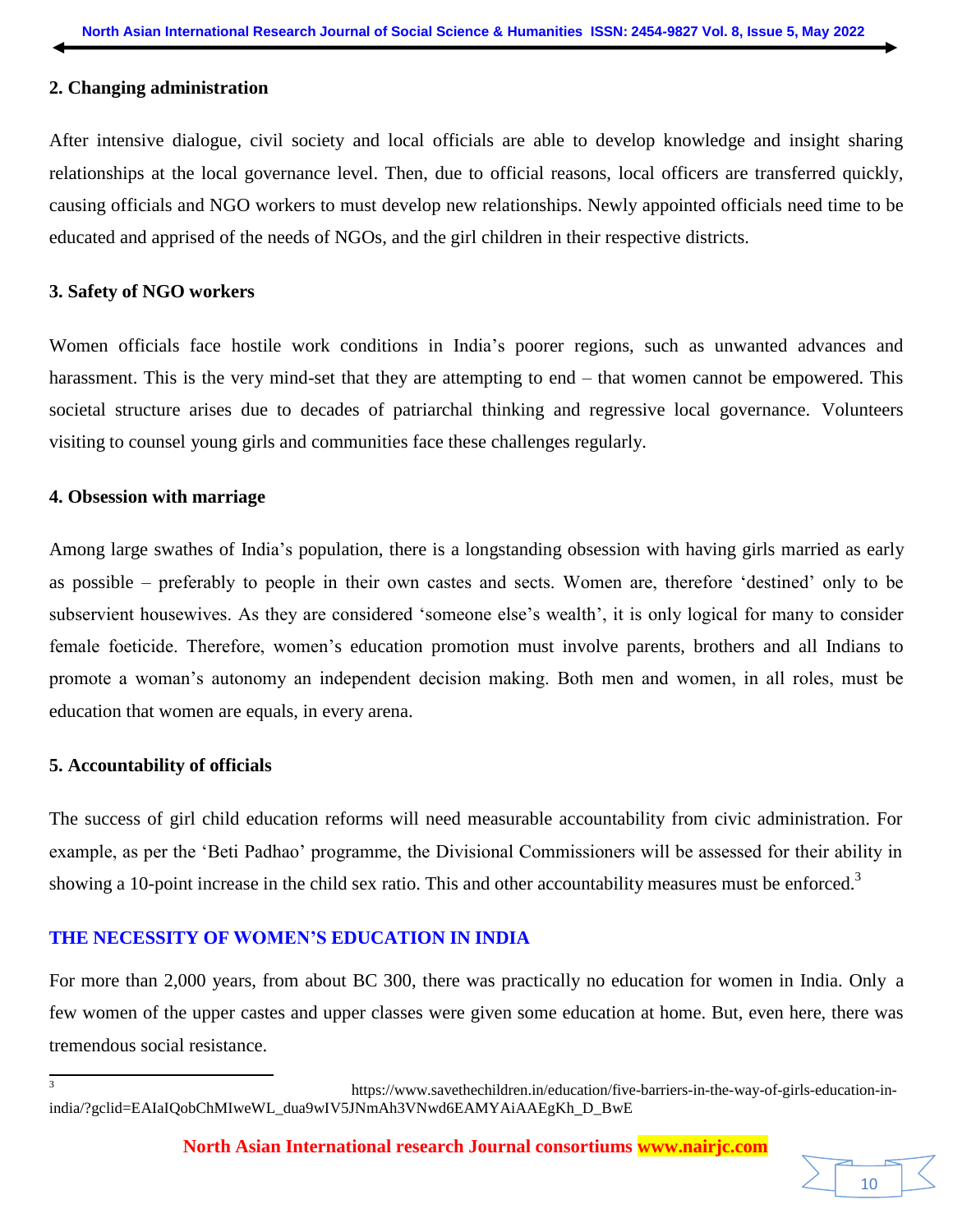**2. Changing administration**

After intensive dialogue, civil society and local officials are able to develop knowledge and insight sharing relationships at the local governance level. Then, due to official reasons, local officers are transferred quickly, causing officials and NGO workers to must develop new relationships. Newly appointed officials need time to be educated and apprised of the needs of NGOs, and the girl children in their respective districts.

**3. Safety of NGO workers**

Women officials face hostile work conditions in India's poorer regions, such as unwanted advances and harassment. This is the very mind-set that they are attempting to end – that women cannot be empowered. This societal structure arises due to decades of patriarchal thinking and regressive local governance. Volunteers visiting to counsel young girls and communities face these challenges regularly.

**4. Obsession with marriage**

Among large swathes of India's population, there is a longstanding obsession with having girls married as early as possible – preferably to people in their own castes and sects. Women are, therefore 'destined' only to be subservient housewives. As they are considered 'someone else's wealth', it is only logical for many to consider female foeticide. Therefore, women's education promotion must involve parents, brothers and all Indians to promote a woman's autonomy an independent decision making. Both men and women, in all roles, must be education that women are equals, in every arena.

**5. Accountability of officials**

The success of girl child education reforms will need measurable accountability from civic administration. For example, as per the 'Beti Padhao' programme, the Divisional Commissioners will be assessed for their ability in showing a 10-point increase in the child sex ratio. This and other accountability measures must be enforced.[3]

## THE NECESSITY OF WOMEN'S EDUCATION IN INDIA

For more than 2,000 years, from about BC 300, there was practically no education for women in India. Only a few women of the upper castes and upper classes were given some education at home. But, even here, there was tremendous social resistance.

---

[3] https://www.savethechildren.in/education/five-barriers-in-the-way-of-girls-education-in-india/?gclid=EAIaIQobChMIweWL_dua9wIV5JNmAh3VNwd6EAMYAiAAEgKh_D_BwE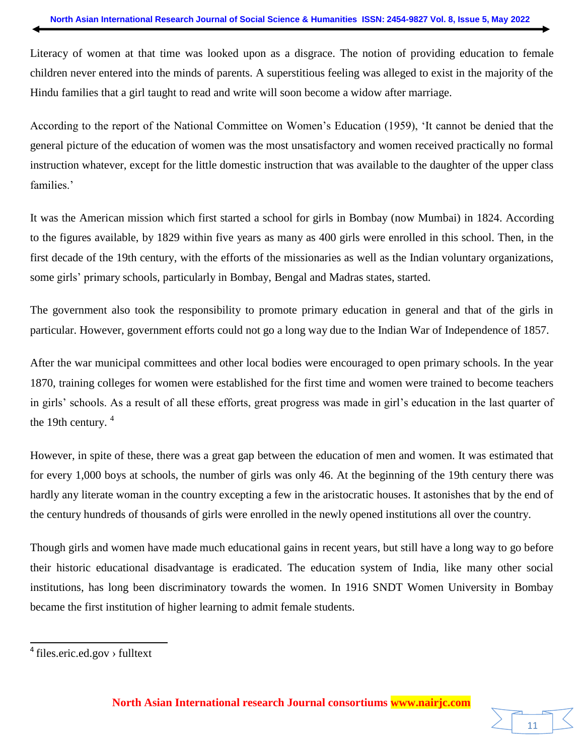Literacy of women at that time was looked upon as a disgrace. The notion of providing education to female children never entered into the minds of parents. A superstitious feeling was alleged to exist in the majority of the Hindu families that a girl taught to read and write will soon become a widow after marriage.

According to the report of the National Committee on Women's Education (1959), 'It cannot be denied that the general picture of the education of women was the most unsatisfactory and women received practically no formal instruction whatever, except for the little domestic instruction that was available to the daughter of the upper class families.'

It was the American mission which first started a school for girls in Bombay (now Mumbai) in 1824. According to the figures available, by 1829 within five years as many as 400 girls were enrolled in this school. Then, in the first decade of the 19th century, with the efforts of the missionaries as well as the Indian voluntary organizations, some girls' primary schools, particularly in Bombay, Bengal and Madras states, started.

The government also took the responsibility to promote primary education in general and that of the girls in particular. However, government efforts could not go a long way due to the Indian War of Independence of 1857.

After the war municipal committees and other local bodies were encouraged to open primary schools. In the year 1870, training colleges for women were established for the first time and women were trained to become teachers in girls' schools. As a result of all these efforts, great progress was made in girl's education in the last quarter of the 19th century. [4]

However, in spite of these, there was a great gap between the education of men and women. It was estimated that for every 1,000 boys at schools, the number of girls was only 46. At the beginning of the 19th century there was hardly any literate woman in the country excepting a few in the aristocratic houses. It astonishes that by the end of the century hundreds of thousands of girls were enrolled in the newly opened institutions all over the country.

Though girls and women have made much educational gains in recent years, but still have a long way to go before their historic educational disadvantage is eradicated. The education system of India, like many other social institutions, has long been discriminatory towards the women. In 1916 SNDT Women University in Bombay became the first institution of higher learning to admit female students.

---

[4] files.eric.ed.gov › fulltext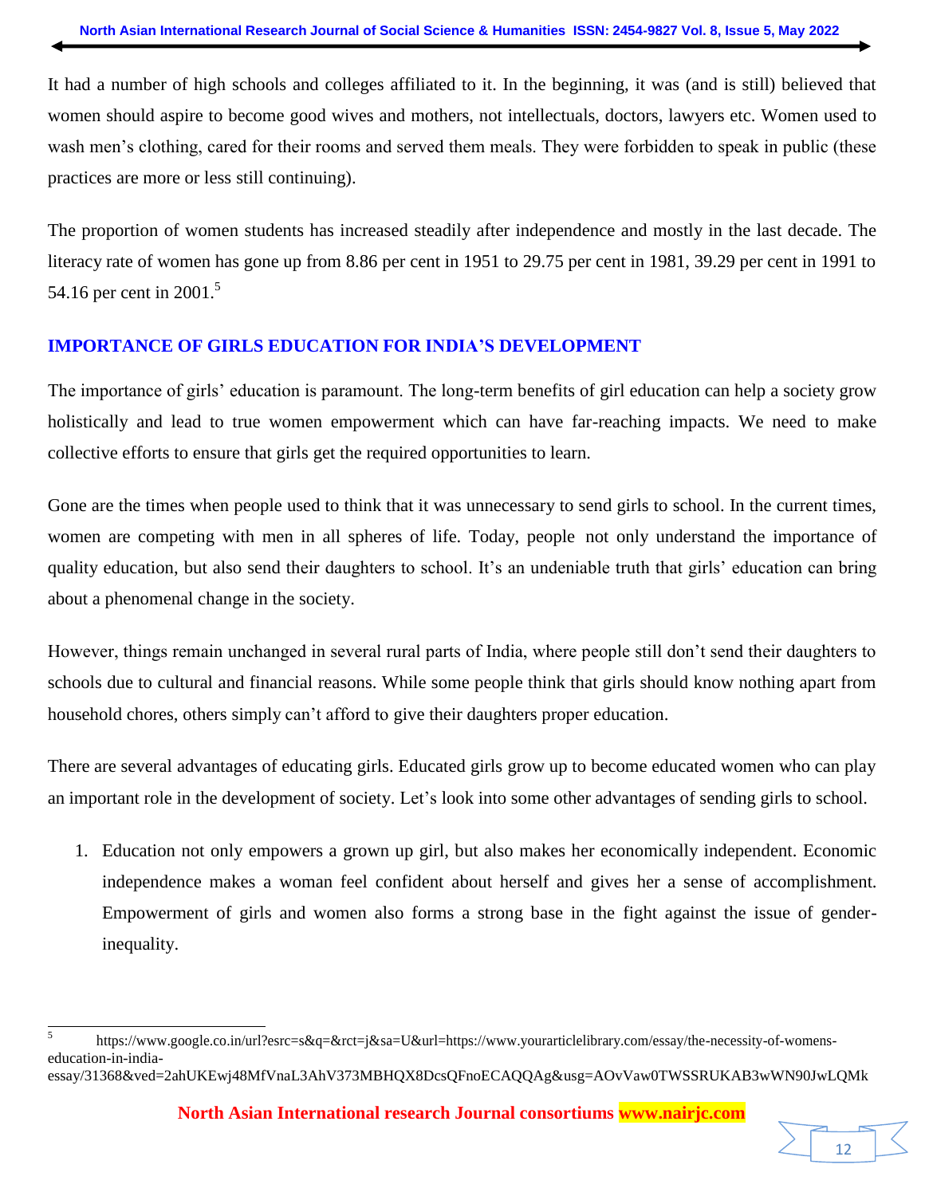It had a number of high schools and colleges affiliated to it. In the beginning, it was (and is still) believed that women should aspire to become good wives and mothers, not intellectuals, doctors, lawyers etc. Women used to wash men's clothing, cared for their rooms and served them meals. They were forbidden to speak in public (these practices are more or less still continuing).

The proportion of women students has increased steadily after independence and mostly in the last decade. The literacy rate of women has gone up from 8.86 per cent in 1951 to 29.75 per cent in 1981, 39.29 per cent in 1991 to 54.16 per cent in 2001.[5]

## IMPORTANCE OF GIRLS EDUCATION FOR INDIA'S DEVELOPMENT

The importance of girls' education is paramount. The long-term benefits of girl education can help a society grow holistically and lead to true women empowerment which can have far-reaching impacts. We need to make collective efforts to ensure that girls get the required opportunities to learn.

Gone are the times when people used to think that it was unnecessary to send girls to school. In the current times, women are competing with men in all spheres of life. Today, people not only understand the importance of quality education, but also send their daughters to school. It's an undeniable truth that girls' education can bring about a phenomenal change in the society.

However, things remain unchanged in several rural parts of India, where people still don't send their daughters to schools due to cultural and financial reasons. While some people think that girls should know nothing apart from household chores, others simply can't afford to give their daughters proper education.

There are several advantages of educating girls. Educated girls grow up to become educated women who can play an important role in the development of society. Let's look into some other advantages of sending girls to school.

1. Education not only empowers a grown up girl, but also makes her economically independent. Economic independence makes a woman feel confident about herself and gives her a sense of accomplishment. Empowerment of girls and women also forms a strong base in the fight against the issue of gender-inequality.

---

[5] https://www.google.co.in/url?esrc=s&q=&rct=j&sa=U&url=https://www.yourarticlelibrary.com/essay/the-necessity-of-womens-education-in-india-essay/31368&ved=2ahUKEwj48MfVnaL3AhV373MBHQX8DcsQFnoECAQQAg&usg=AOvVaw0TWSSRUKAB3wWN90JwLQMk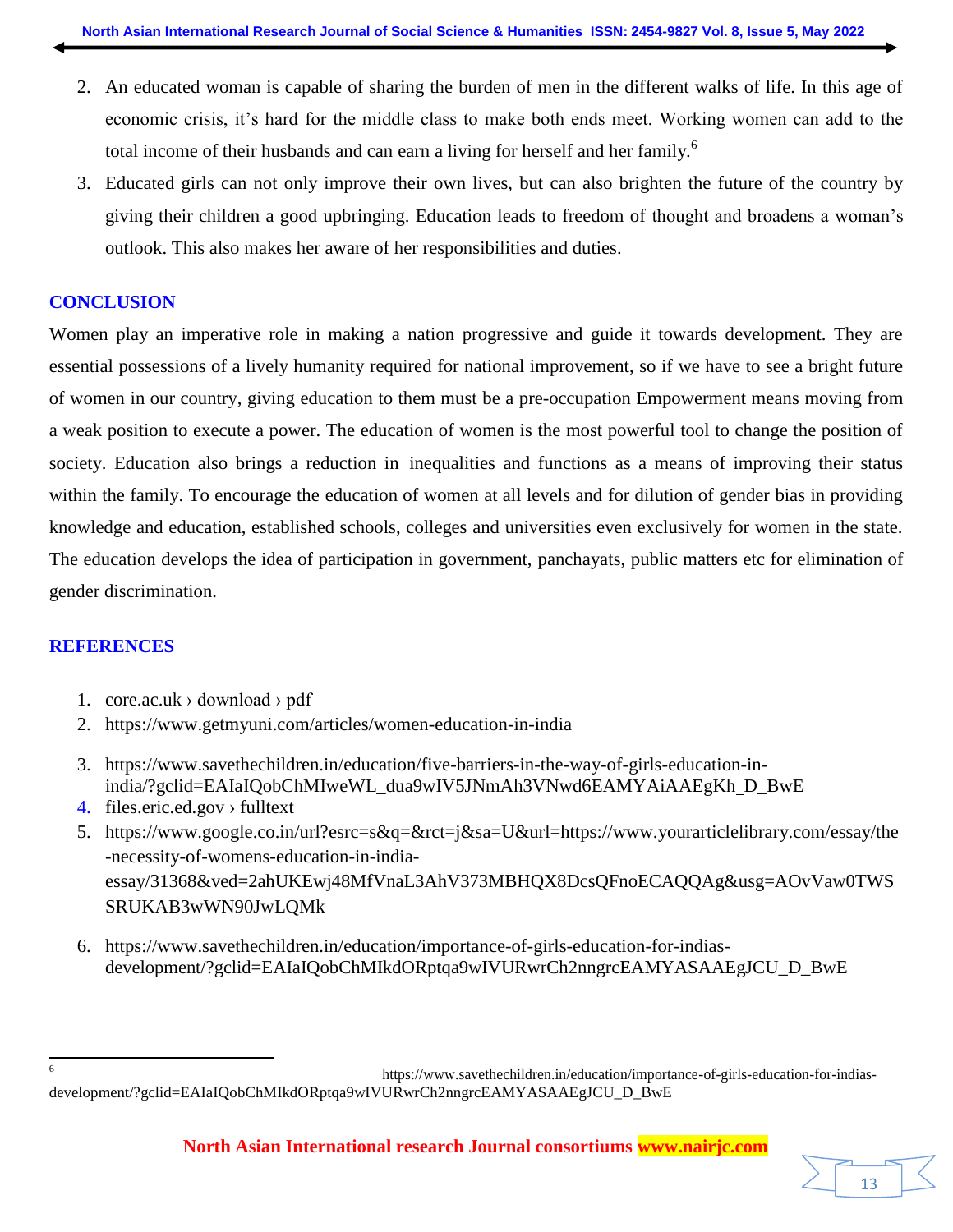2. An educated woman is capable of sharing the burden of men in the different walks of life. In this age of economic crisis, it's hard for the middle class to make both ends meet. Working women can add to the total income of their husbands and can earn a living for herself and her family.[6]
3. Educated girls can not only improve their own lives, but can also brighten the future of the country by giving their children a good upbringing. Education leads to freedom of thought and broadens a woman's outlook. This also makes her aware of her responsibilities and duties.

## CONCLUSION

Women play an imperative role in making a nation progressive and guide it towards development. They are essential possessions of a lively humanity required for national improvement, so if we have to see a bright future of women in our country, giving education to them must be a pre-occupation Empowerment means moving from a weak position to execute a power. The education of women is the most powerful tool to change the position of society. Education also brings a reduction in inequalities and functions as a means of improving their status within the family. To encourage the education of women at all levels and for dilution of gender bias in providing knowledge and education, established schools, colleges and universities even exclusively for women in the state. The education develops the idea of participation in government, panchayats, public matters etc for elimination of gender discrimination.

## REFERENCES

1. core.ac.uk › download › pdf
2. https://www.getmyuni.com/articles/women-education-in-india
3. https://www.savethechildren.in/education/five-barriers-in-the-way-of-girls-education-in-india/?gclid=EAIaIQobChMIweWL_dua9wIV5JNmAh3VNwd6EAMYAiAAEgKh_D_BwE
4. files.eric.ed.gov › fulltext
5. https://www.google.co.in/url?esrc=s&q=&rct=j&sa=U&url=https://www.yourarticlelibrary.com/essay/the-necessity-of-womens-education-in-india-essay/31368&ved=2ahUKEwj48MfVnaL3AhV373MBHQX8DcsQFnoECAQQAg&usg=AOvVaw0TWSSRUKAB3wWN90JwLQMk
6. https://www.savethechildren.in/education/importance-of-girls-education-for-indias-development/?gclid=EAIaIQobChMIkdORptqa9wIVURwrCh2nngrcEAMYASAAEgJCU_D_BwE

---

[6] https://www.savethechildren.in/education/importance-of-girls-education-for-indias-development/?gclid=EAIaIQobChMIkdORptqa9wIVURwrCh2nngrcEAMYASAAEgJCU_D_BwE